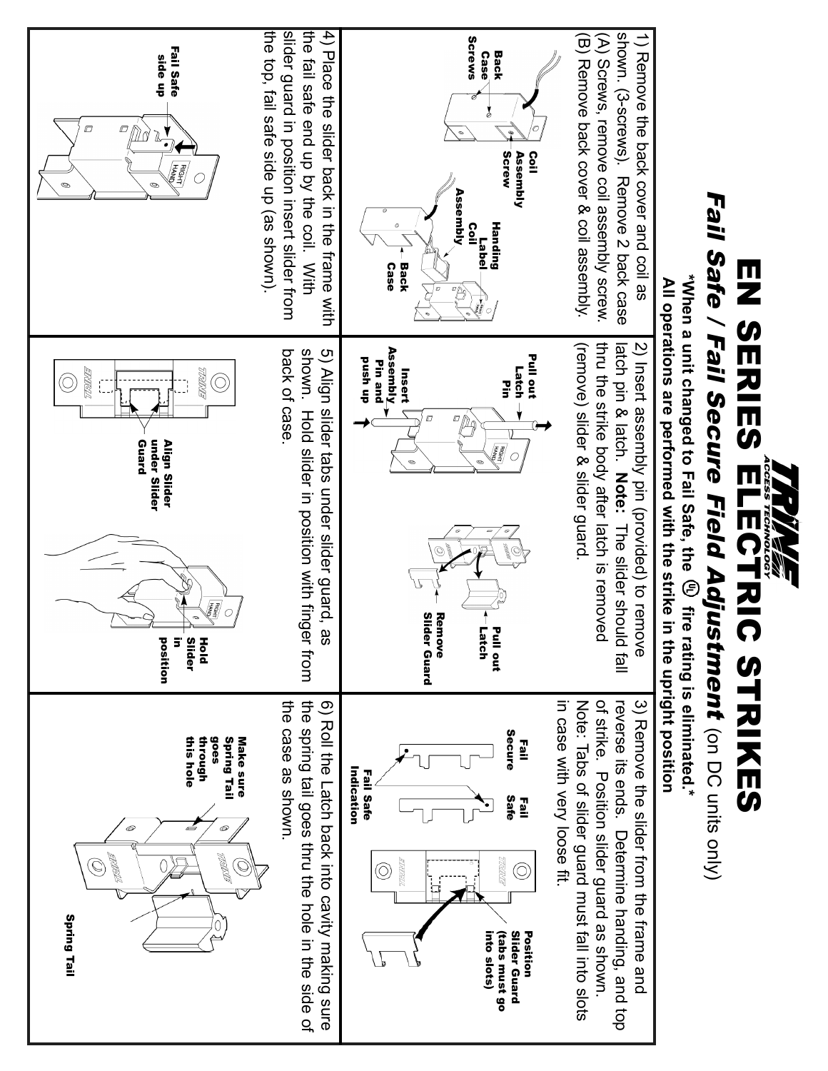# TRINE ACCESS TECHNOLOGY

# EN SERIES ELECTRIC STRIKES

## *Fail Safe / Fail Secure Field Adjustment* (on DC units only)

**\*When a unit changed to Fail Safe, the UL fire rating is eliminated.\***

**All operations are performed with the strike in the upright position**

1) Remove the back cover and coil as shown. (3-screws). Remove 2 back case (A) Screws, remove coil assembly screw. (B) Remove back cover & coil assembly.

Back Case Screws · Coil Assembly Screw · Coil Assembly · Handing Label · Coil · Back Case

2) Insert assembly pin (provided) to remove latch pin & latch. **Note:** The slider should fall thru the strike body after latch is removed (remove) slider & slider guard.

Pull out Latch Pin · Insert Assembly Pin and push up · Pull out Latch · Remove Slider Guard

3) Remove the slider from the frame and reverse its ends. Determine handing, and top of strike. Position slider guard as shown. Note: Tabs of slider guard must fall into slots in case with very loose fit.

Fail Secure · Fail Safe · Fail Safe Indication · Position Slider Guard (tabs must go into slots)

4) Place the slider back in the frame with the fail safe end up by the coil. With slider guard in position insert slider from the top, fail safe side up (as shown).

Fail Safe side up

5) Align slider tabs under slider guard, as shown. Hold slider in position with finger from back of case.

Align Slider under Slider Guard · Hold Slider in position

6) Roll the Latch back into cavity making sure the spring tail goes thru the hole in the side of the case as shown.

Make sure Spring Tail goes through this hole · Spring Tail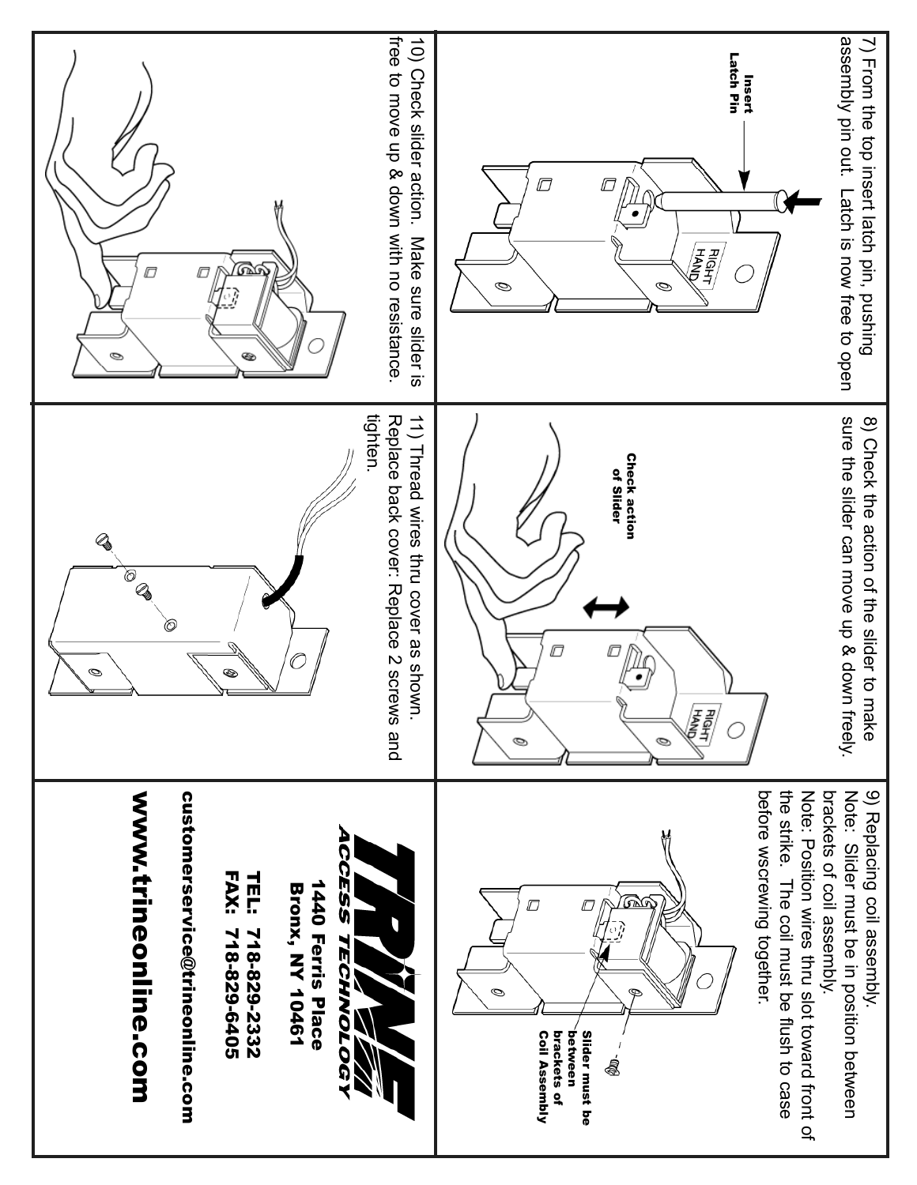7) From the top insert latch pin, pushing assembly pin out. Latch is now free to open

Insert Latch Pin

RIGHT HAND

8) Check the action of the slider to make sure the slider can move up & down freely.

Check action of Slider

RIGHT HAND

9) Replacing coil assembly.
Note: Slider must be in position between brackets of coil assembly.
Note: Position wires thru slot toward front of the strike. The coil must be flush to case before wscrewing together.

Slider must be between brackets of Coil Assembly

10) Check slider action. Make sure slider is free to move up & down with no resistance.

11) Thread wires thru cover as shown. Replace back cover: Replace 2 screws and tighten.

**TRINE**
*ACCESS TECHNOLOGY*

**1440 Ferris Place**
**Bronx, NY 10461**

**TEL: 718-829-2332**
**FAX: 718-829-6405**

**customerservice@trineonline.com**

**www.trineonline.com**